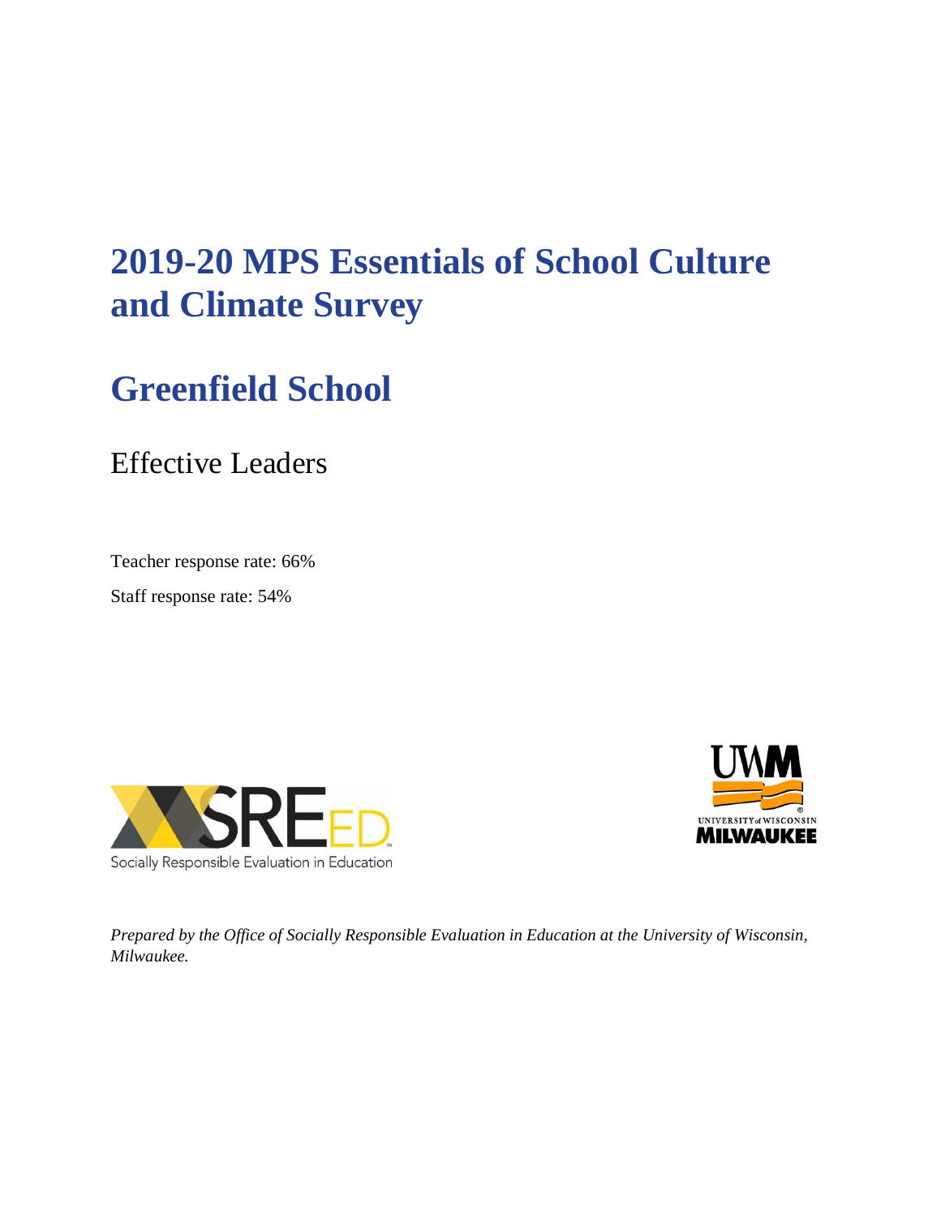# 2019-20 MPS Essentials of School Culture and Climate Survey

# Greenfield School

## Effective Leaders

Teacher response rate: 66%

Staff response rate: 54%

*Prepared by the Office of Socially Responsible Evaluation in Education at the University of Wisconsin, Milwaukee.*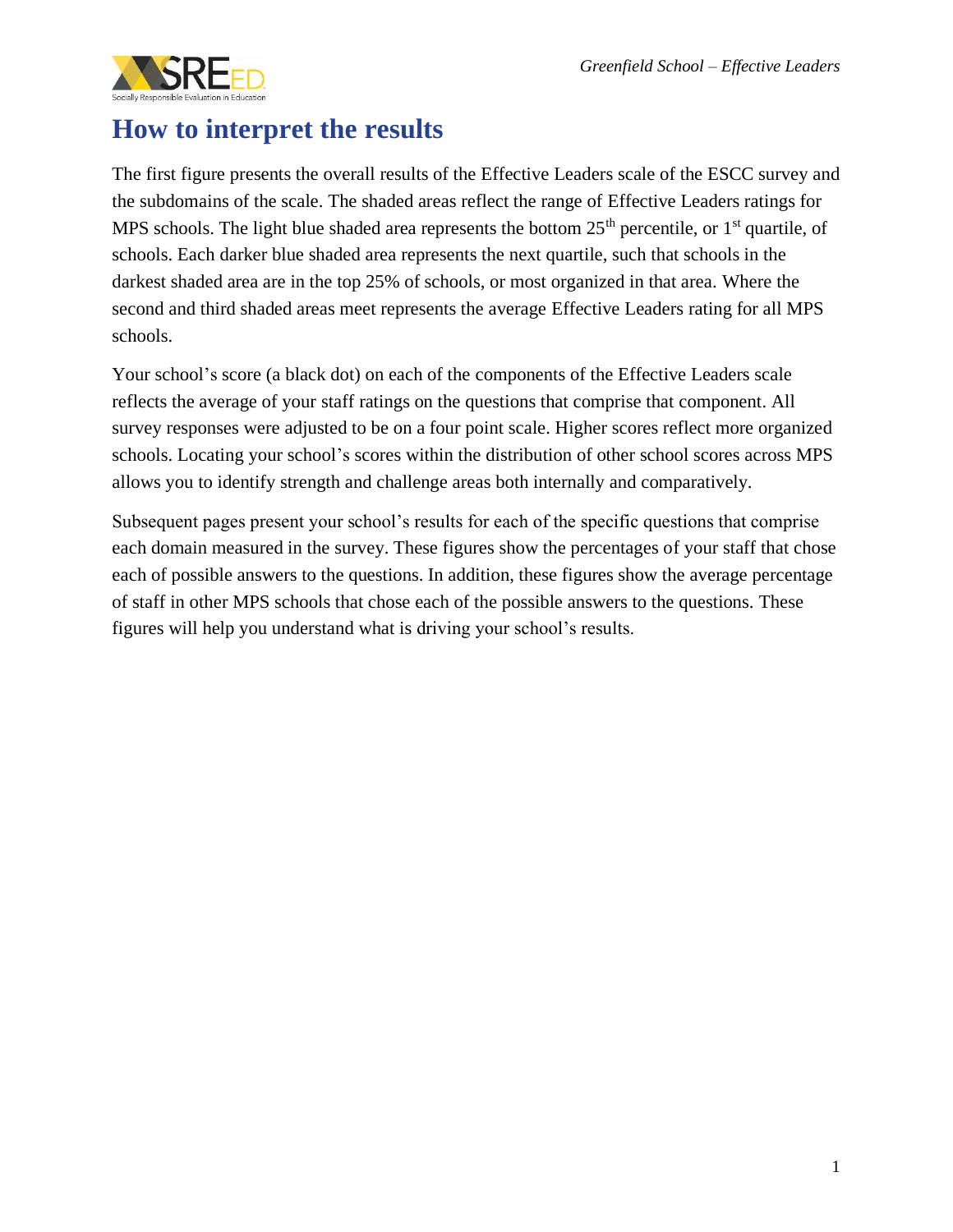# How to interpret the results

The first figure presents the overall results of the Effective Leaders scale of the ESCC survey and the subdomains of the scale. The shaded areas reflect the range of Effective Leaders ratings for MPS schools. The light blue shaded area represents the bottom 25th percentile, or 1st quartile, of schools. Each darker blue shaded area represents the next quartile, such that schools in the darkest shaded area are in the top 25% of schools, or most organized in that area. Where the second and third shaded areas meet represents the average Effective Leaders rating for all MPS schools.

Your school's score (a black dot) on each of the components of the Effective Leaders scale reflects the average of your staff ratings on the questions that comprise that component. All survey responses were adjusted to be on a four point scale. Higher scores reflect more organized schools. Locating your school's scores within the distribution of other school scores across MPS allows you to identify strength and challenge areas both internally and comparatively.

Subsequent pages present your school's results for each of the specific questions that comprise each domain measured in the survey. These figures show the percentages of your staff that chose each of possible answers to the questions. In addition, these figures show the average percentage of staff in other MPS schools that chose each of the possible answers to the questions. These figures will help you understand what is driving your school's results.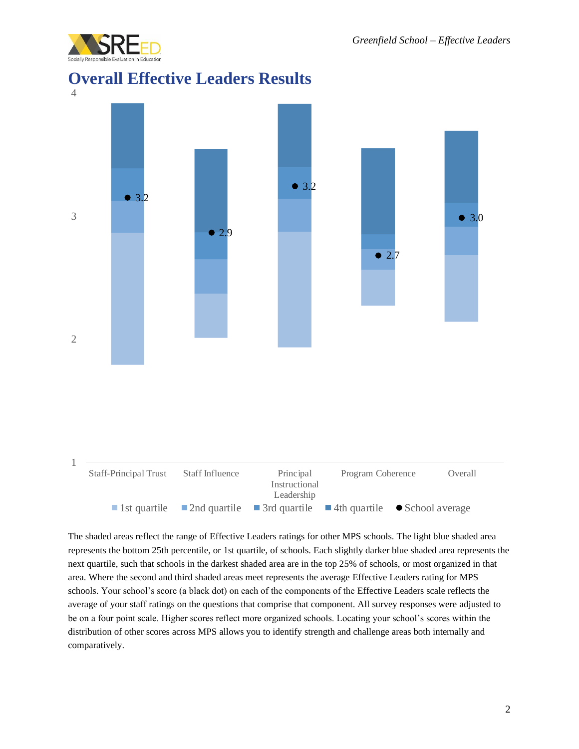# Overall Effective Leaders Results

| | Staff-Principal Trust | Staff Influence | Principal Instructional Leadership | Program Coherence | Overall |
|---|---|---|---|---|---|
| School average | 3.2 | 2.9 | 3.2 | 2.7 | 3.0 |

The shaded areas reflect the range of Effective Leaders ratings for other MPS schools. The light blue shaded area represents the bottom 25th percentile, or 1st quartile, of schools. Each slightly darker blue shaded area represents the next quartile, such that schools in the darkest shaded area are in the top 25% of schools, or most organized in that area. Where the second and third shaded areas meet represents the average Effective Leaders rating for MPS schools. Your school's score (a black dot) on each of the components of the Effective Leaders scale reflects the average of your staff ratings on the questions that comprise that component. All survey responses were adjusted to be on a four point scale. Higher scores reflect more organized schools. Locating your school's scores within the distribution of other scores across MPS allows you to identify strength and challenge areas both internally and comparatively.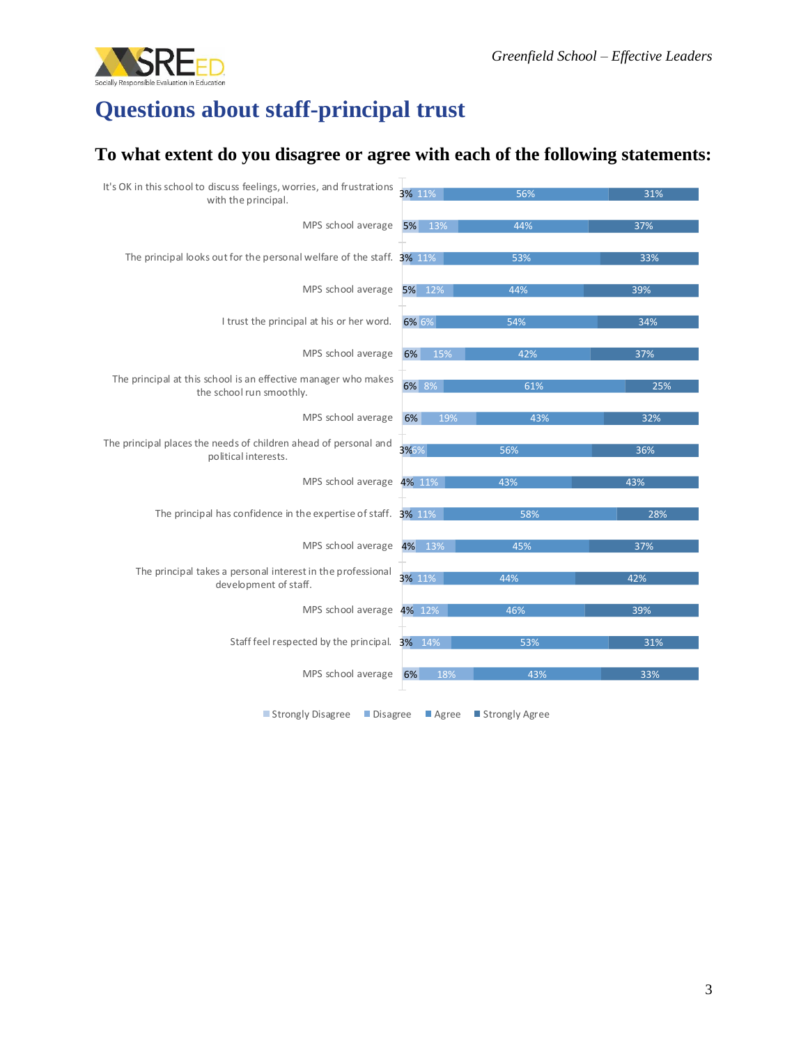# Questions about staff-principal trust

## To what extent do you disagree or agree with each of the following statements:

| Statement | Strongly Disagree | Disagree | Agree | Strongly Agree |
|---|---|---|---|---|
| It's OK in this school to discuss feelings, worries, and frustrations with the principal. | 3% | 11% | 56% | 31% |
| MPS school average | 5% | 13% | 44% | 37% |
| The principal looks out for the personal welfare of the staff. | 3% | 11% | 53% | 33% |
| MPS school average | 5% | 12% | 44% | 39% |
| I trust the principal at his or her word. | 6% | 6% | 54% | 34% |
| MPS school average | 6% | 15% | 42% | 37% |
| The principal at this school is an effective manager who makes the school run smoothly. | 6% | 8% | 61% | 25% |
| MPS school average | 6% | 19% | 43% | 32% |
| The principal places the needs of children ahead of personal and political interests. | 3% | 6% | 56% | 36% |
| MPS school average | 4% | 11% | 43% | 43% |
| The principal has confidence in the expertise of staff. | 3% | 11% | 58% | 28% |
| MPS school average | 4% | 13% | 45% | 37% |
| The principal takes a personal interest in the professional development of staff. | 3% | 11% | 44% | 42% |
| MPS school average | 4% | 12% | 46% | 39% |
| Staff feel respected by the principal. | 3% | 14% | 53% | 31% |
| MPS school average | 6% | 18% | 43% | 33% |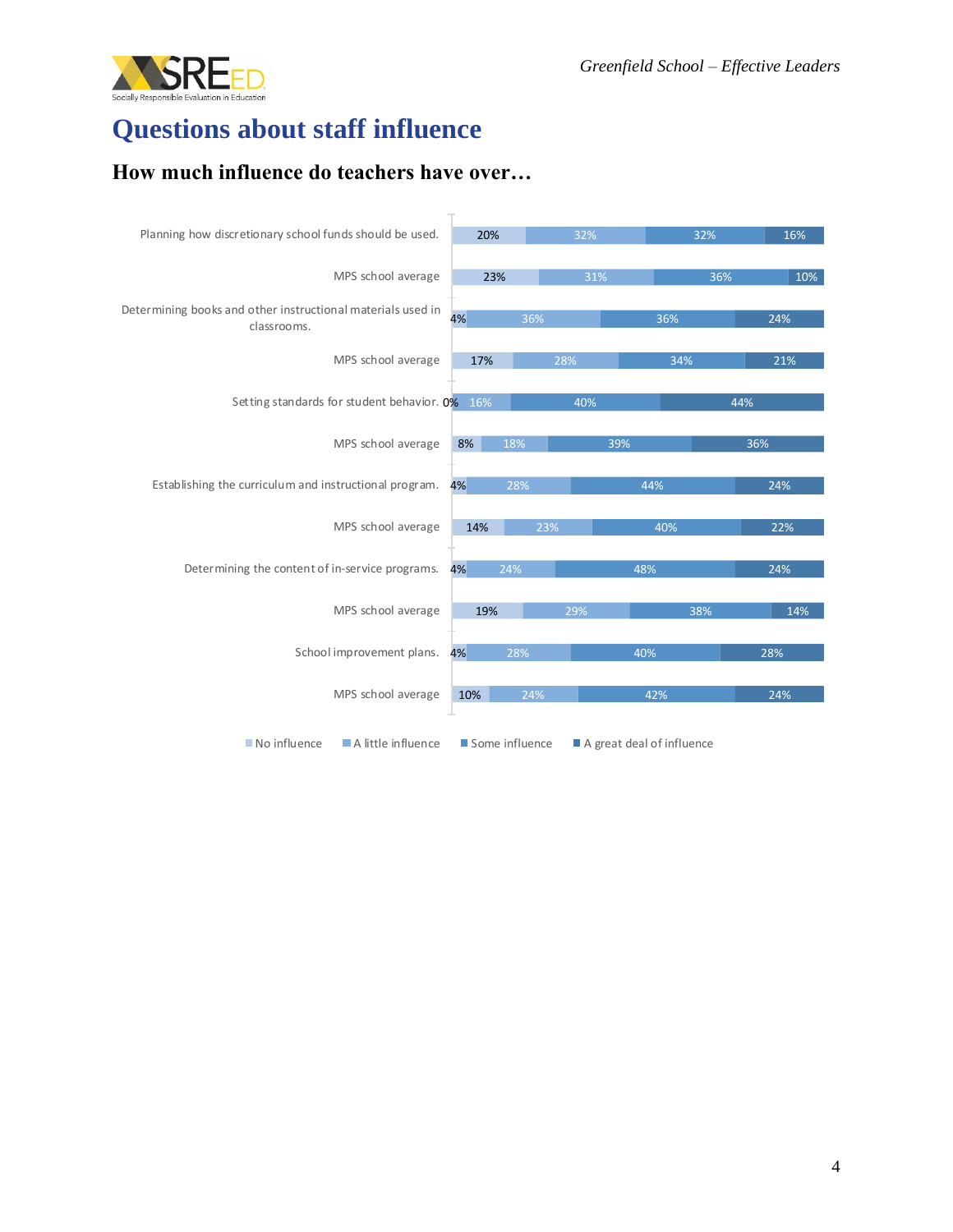# Questions about staff influence

## How much influence do teachers have over…

| | No influence | A little influence | Some influence | A great deal of influence |
|---|---|---|---|---|
| Planning how discretionary school funds should be used. | 20% | 32% | 32% | 16% |
| MPS school average | 23% | 31% | 36% | 10% |
| Determining books and other instructional materials used in classrooms. | 4% | 36% | 36% | 24% |
| MPS school average | 17% | 28% | 34% | 21% |
| Setting standards for student behavior. | 0% | 16% | 40% | 44% |
| MPS school average | 8% | 18% | 39% | 36% |
| Establishing the curriculum and instructional program. | 4% | 28% | 44% | 24% |
| MPS school average | 14% | 23% | 40% | 22% |
| Determining the content of in-service programs. | 4% | 24% | 48% | 24% |
| MPS school average | 19% | 29% | 38% | 14% |
| School improvement plans. | 4% | 28% | 40% | 28% |
| MPS school average | 10% | 24% | 42% | 24% |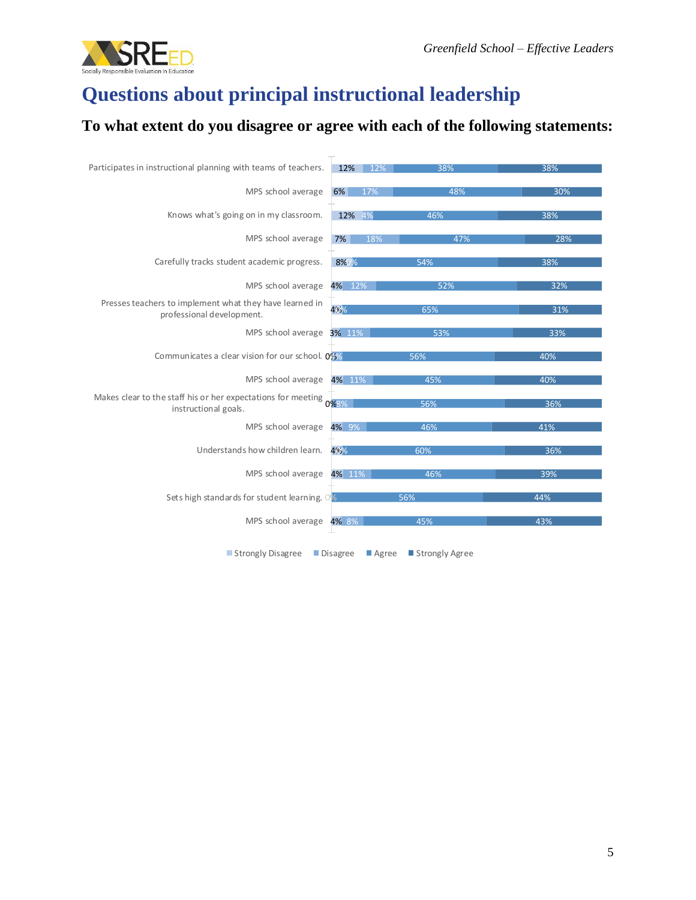# Questions about principal instructional leadership

## To what extent do you disagree or agree with each of the following statements:

| Statement | Strongly Disagree | Disagree | Agree | Strongly Agree |
|---|---|---|---|---|
| Participates in instructional planning with teams of teachers. | 12% | 12% | 38% | 38% |
| MPS school average | 6% | 17% | 48% | 30% |
| Knows what's going on in my classroom. | 12% | 4% | 46% | 38% |
| MPS school average | 7% | 18% | 47% | 28% |
| Carefully tracks student academic progress. | 8% | 0% | 54% | 38% |
| MPS school average | 4% | 12% | 52% | 32% |
| Presses teachers to implement what they have learned in professional development. | 4% | 0% | 65% | 31% |
| MPS school average | 3% | 11% | 53% | 33% |
| Communicates a clear vision for our school. | 0% | 4% | 56% | 40% |
| MPS school average | 4% | 11% | 45% | 40% |
| Makes clear to the staff his or her expectations for meeting instructional goals. | 0% | 8% | 56% | 36% |
| MPS school average | 4% | 9% | 46% | 41% |
| Understands how children learn. | 4% | 0% | 60% | 36% |
| MPS school average | 4% | 11% | 46% | 39% |
| Sets high standards for student learning. | 0% | 0% | 56% | 44% |
| MPS school average | 4% | 8% | 45% | 43% |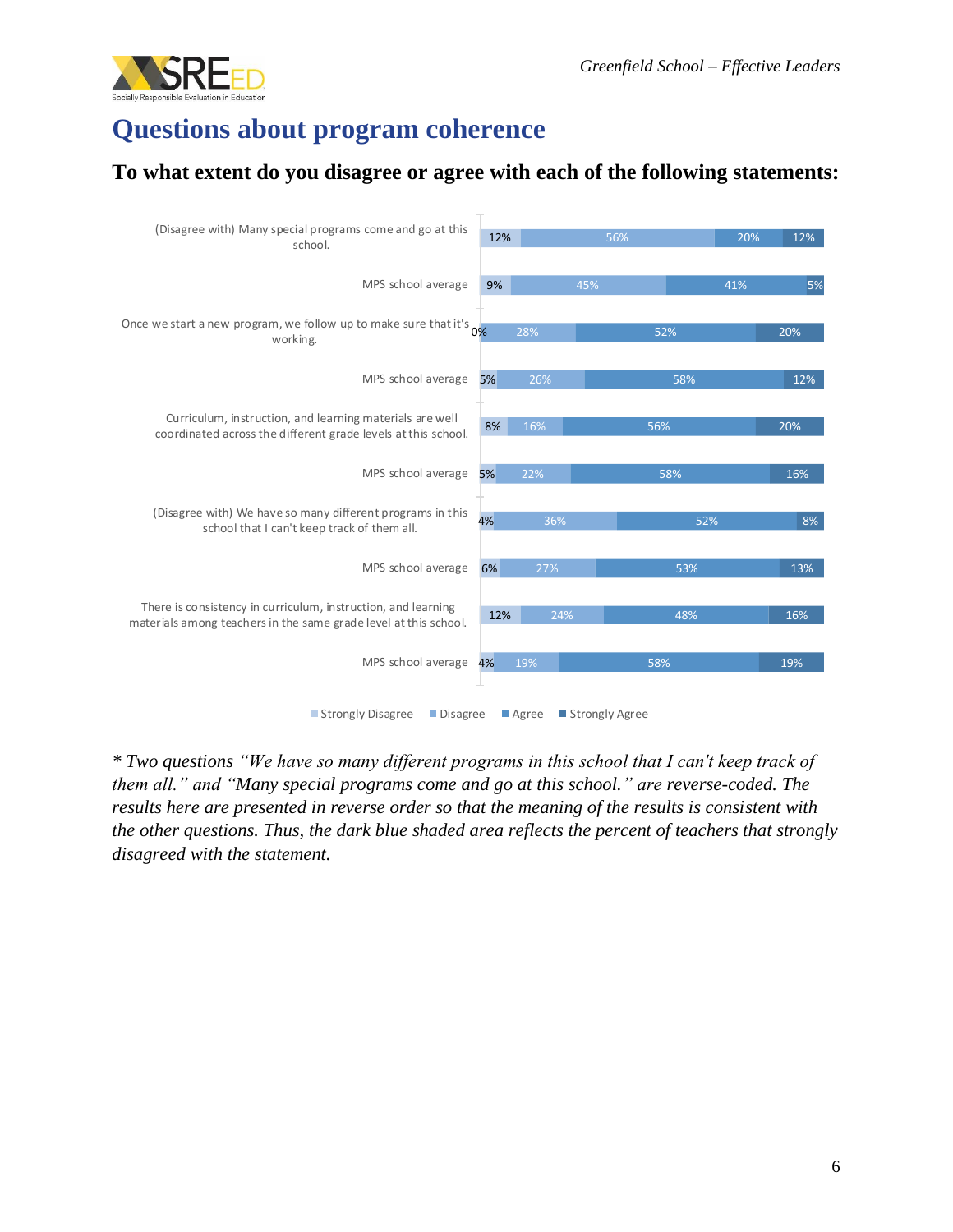# Questions about program coherence

## To what extent do you disagree or agree with each of the following statements:

(Disagree with) Many special programs come and go at this school.
12% 56% 20% 12%

MPS school average
9% 45% 41% 5%

Once we start a new program, we follow up to make sure that it's working.
0% 28% 52% 20%

MPS school average
5% 26% 58% 12%

Curriculum, instruction, and learning materials are well coordinated across the different grade levels at this school.
8% 16% 56% 20%

MPS school average
5% 22% 58% 16%

(Disagree with) We have so many different programs in this school that I can't keep track of them all.
4% 36% 52% 8%

MPS school average
6% 27% 53% 13%

There is consistency in curriculum, instruction, and learning materials among teachers in the same grade level at this school.
12% 24% 48% 16%

MPS school average
4% 19% 58% 19%

Strongly Disagree | Disagree | Agree | Strongly Agree

*\* Two questions "We have so many different programs in this school that I can't keep track of them all." and "Many special programs come and go at this school." are reverse-coded. The results here are presented in reverse order so that the meaning of the results is consistent with the other questions. Thus, the dark blue shaded area reflects the percent of teachers that strongly disagreed with the statement.*